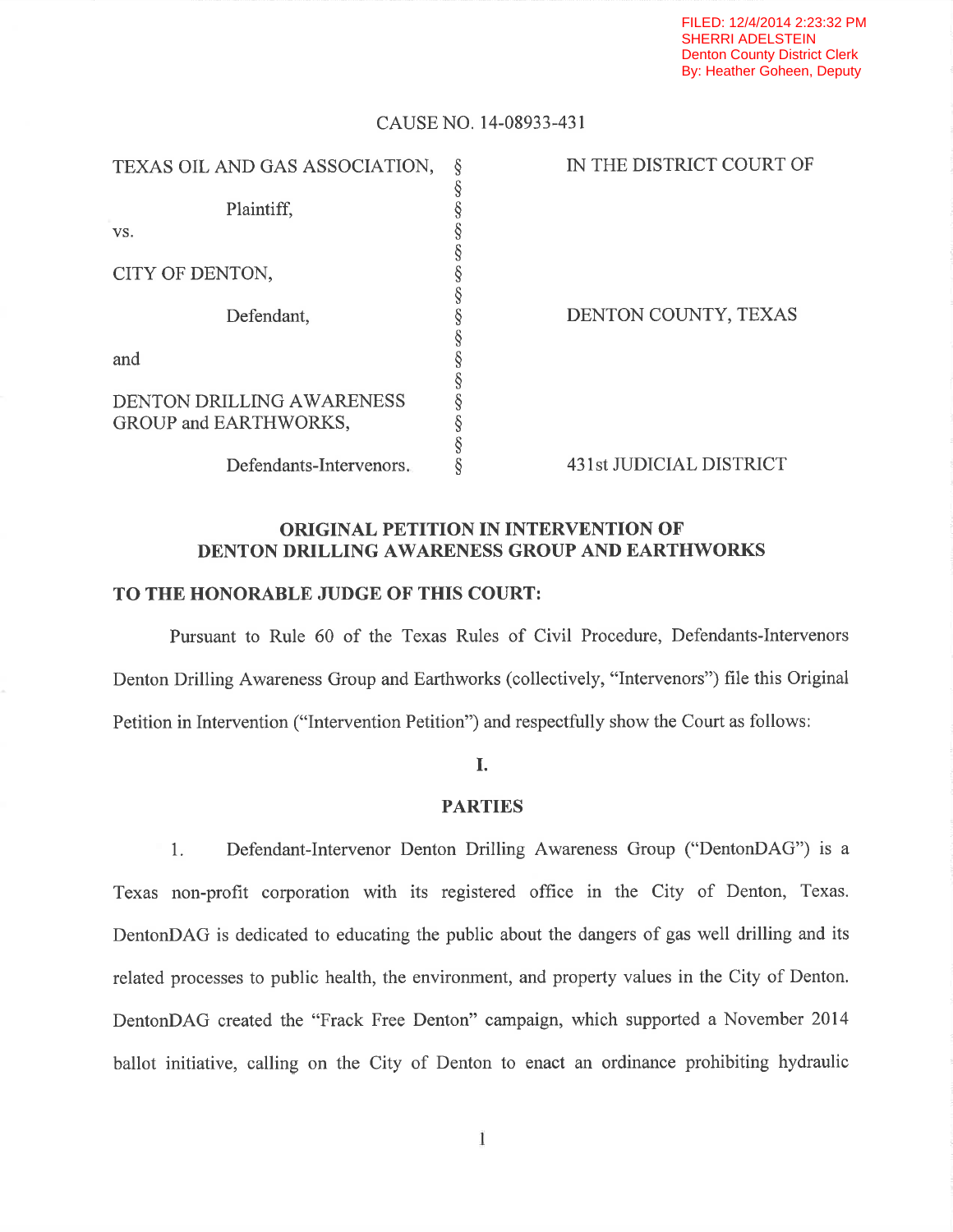FILED: 12/4/2014 2:23:32 PM
SHERRI ADELSTEIN
Denton County District Clerk
By: Heather Goheen, Deputy

CAUSE NO. 14-08933-431

| | | |
|---|---|---|
| TEXAS OIL AND GAS ASSOCIATION, | § | IN THE DISTRICT COURT OF |
| Plaintiff, | § | |
| vs. | § | |
| CITY OF DENTON, | § | |
| Defendant, | § | DENTON COUNTY, TEXAS |
| and | § | |
| DENTON DRILLING AWARENESS GROUP and EARTHWORKS, | § | |
| Defendants-Intervenors. | § | 431st JUDICIAL DISTRICT |

## ORIGINAL PETITION IN INTERVENTION OF DENTON DRILLING AWARENESS GROUP AND EARTHWORKS

**TO THE HONORABLE JUDGE OF THIS COURT:**

Pursuant to Rule 60 of the Texas Rules of Civil Procedure, Defendants-Intervenors Denton Drilling Awareness Group and Earthworks (collectively, "Intervenors") file this Original Petition in Intervention ("Intervention Petition") and respectfully show the Court as follows:

## I.

## PARTIES

1. Defendant-Intervenor Denton Drilling Awareness Group ("DentonDAG") is a Texas non-profit corporation with its registered office in the City of Denton, Texas. DentonDAG is dedicated to educating the public about the dangers of gas well drilling and its related processes to public health, the environment, and property values in the City of Denton. DentonDAG created the "Frack Free Denton" campaign, which supported a November 2014 ballot initiative, calling on the City of Denton to enact an ordinance prohibiting hydraulic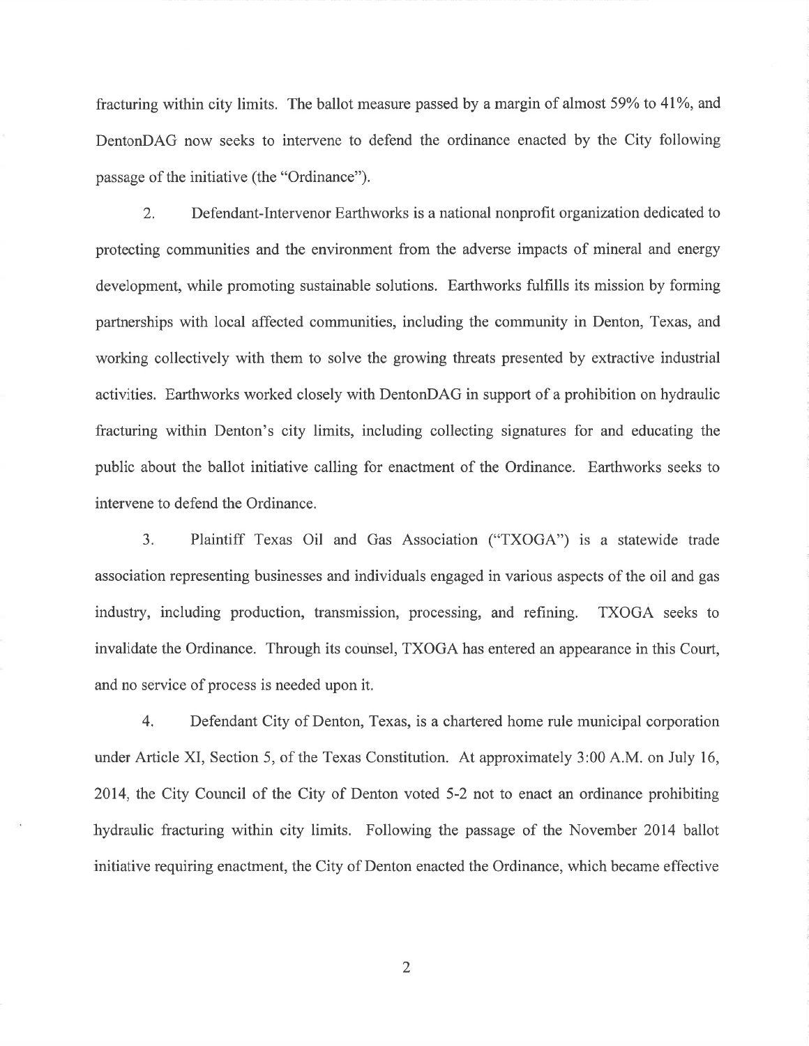fracturing within city limits. The ballot measure passed by a margin of almost 59% to 41%, and DentonDAG now seeks to intervene to defend the ordinance enacted by the City following passage of the initiative (the "Ordinance").

2. Defendant-Intervenor Earthworks is a national nonprofit organization dedicated to protecting communities and the environment from the adverse impacts of mineral and energy development, while promoting sustainable solutions. Earthworks fulfills its mission by forming partnerships with local affected communities, including the community in Denton, Texas, and working collectively with them to solve the growing threats presented by extractive industrial activities. Earthworks worked closely with DentonDAG in support of a prohibition on hydraulic fracturing within Denton's city limits, including collecting signatures for and educating the public about the ballot initiative calling for enactment of the Ordinance. Earthworks seeks to intervene to defend the Ordinance.

3. Plaintiff Texas Oil and Gas Association ("TXOGA") is a statewide trade association representing businesses and individuals engaged in various aspects of the oil and gas industry, including production, transmission, processing, and refining. TXOGA seeks to invalidate the Ordinance. Through its counsel, TXOGA has entered an appearance in this Court, and no service of process is needed upon it.

4. Defendant City of Denton, Texas, is a chartered home rule municipal corporation under Article XI, Section 5, of the Texas Constitution. At approximately 3:00 A.M. on July 16, 2014, the City Council of the City of Denton voted 5-2 not to enact an ordinance prohibiting hydraulic fracturing within city limits. Following the passage of the November 2014 ballot initiative requiring enactment, the City of Denton enacted the Ordinance, which became effective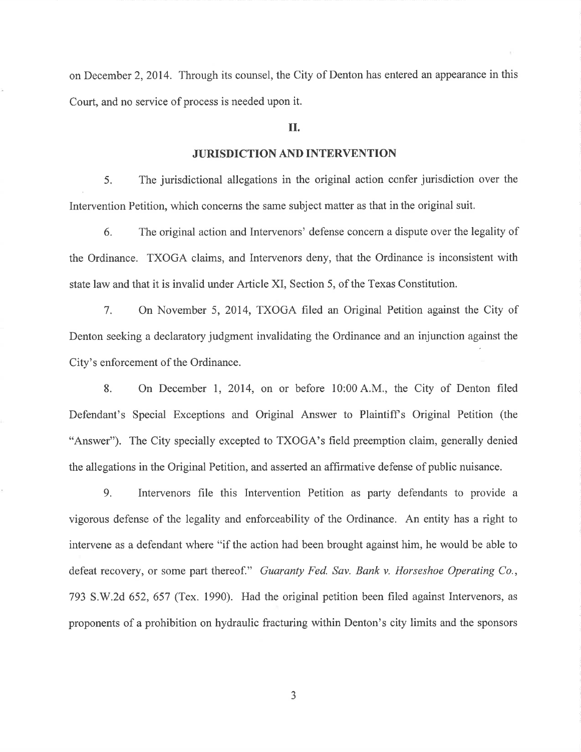on December 2, 2014. Through its counsel, the City of Denton has entered an appearance in this Court, and no service of process is needed upon it.

## II.

## JURISDICTION AND INTERVENTION

5. The jurisdictional allegations in the original action confer jurisdiction over the Intervention Petition, which concerns the same subject matter as that in the original suit.

6. The original action and Intervenors' defense concern a dispute over the legality of the Ordinance. TXOGA claims, and Intervenors deny, that the Ordinance is inconsistent with state law and that it is invalid under Article XI, Section 5, of the Texas Constitution.

7. On November 5, 2014, TXOGA filed an Original Petition against the City of Denton seeking a declaratory judgment invalidating the Ordinance and an injunction against the City's enforcement of the Ordinance.

8. On December 1, 2014, on or before 10:00 A.M., the City of Denton filed Defendant's Special Exceptions and Original Answer to Plaintiff's Original Petition (the "Answer"). The City specially excepted to TXOGA's field preemption claim, generally denied the allegations in the Original Petition, and asserted an affirmative defense of public nuisance.

9. Intervenors file this Intervention Petition as party defendants to provide a vigorous defense of the legality and enforceability of the Ordinance. An entity has a right to intervene as a defendant where "if the action had been brought against him, he would be able to defeat recovery, or some part thereof." *Guaranty Fed. Sav. Bank v. Horseshoe Operating Co.*, 793 S.W.2d 652, 657 (Tex. 1990). Had the original petition been filed against Intervenors, as proponents of a prohibition on hydraulic fracturing within Denton's city limits and the sponsors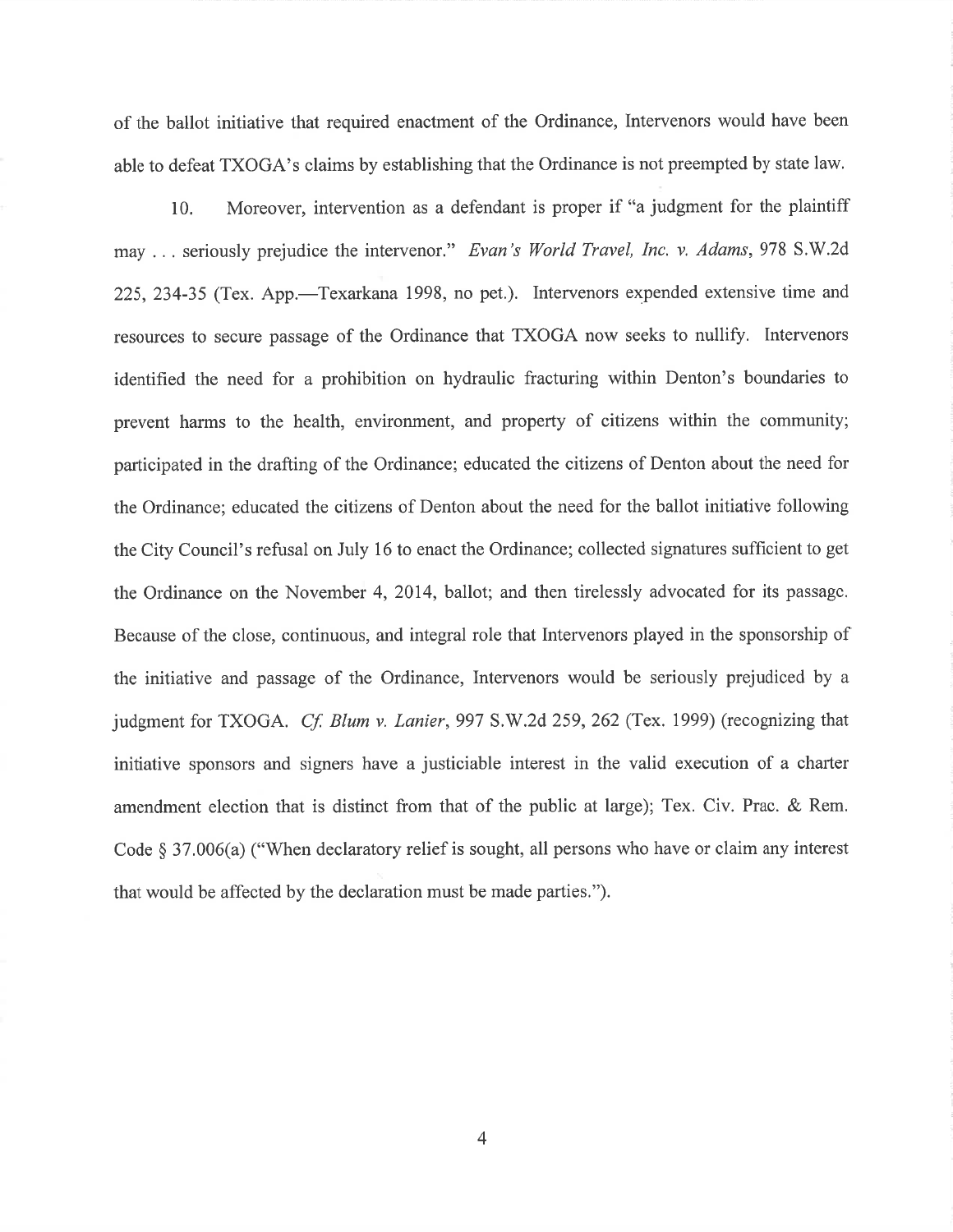of the ballot initiative that required enactment of the Ordinance, Intervenors would have been able to defeat TXOGA's claims by establishing that the Ordinance is not preempted by state law.

10. Moreover, intervention as a defendant is proper if "a judgment for the plaintiff may . . . seriously prejudice the intervenor." *Evan's World Travel, Inc. v. Adams*, 978 S.W.2d 225, 234-35 (Tex. App.—Texarkana 1998, no pet.). Intervenors expended extensive time and resources to secure passage of the Ordinance that TXOGA now seeks to nullify. Intervenors identified the need for a prohibition on hydraulic fracturing within Denton's boundaries to prevent harms to the health, environment, and property of citizens within the community; participated in the drafting of the Ordinance; educated the citizens of Denton about the need for the Ordinance; educated the citizens of Denton about the need for the ballot initiative following the City Council's refusal on July 16 to enact the Ordinance; collected signatures sufficient to get the Ordinance on the November 4, 2014, ballot; and then tirelessly advocated for its passage. Because of the close, continuous, and integral role that Intervenors played in the sponsorship of the initiative and passage of the Ordinance, Intervenors would be seriously prejudiced by a judgment for TXOGA. *Cf. Blum v. Lanier*, 997 S.W.2d 259, 262 (Tex. 1999) (recognizing that initiative sponsors and signers have a justiciable interest in the valid execution of a charter amendment election that is distinct from that of the public at large); Tex. Civ. Prac. & Rem. Code § 37.006(a) ("When declaratory relief is sought, all persons who have or claim any interest that would be affected by the declaration must be made parties.").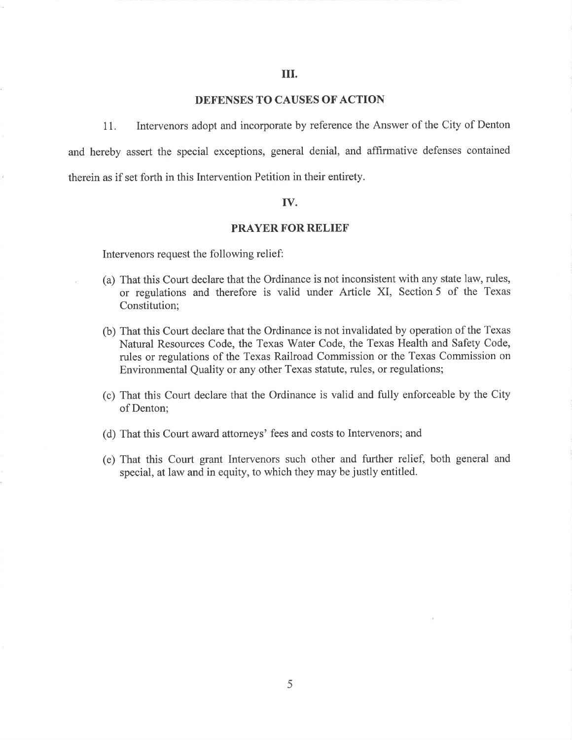## III.

## DEFENSES TO CAUSES OF ACTION

11. Intervenors adopt and incorporate by reference the Answer of the City of Denton and hereby assert the special exceptions, general denial, and affirmative defenses contained therein as if set forth in this Intervention Petition in their entirety.

## IV.

## PRAYER FOR RELIEF

Intervenors request the following relief:

(a) That this Court declare that the Ordinance is not inconsistent with any state law, rules, or regulations and therefore is valid under Article XI, Section 5 of the Texas Constitution;

(b) That this Court declare that the Ordinance is not invalidated by operation of the Texas Natural Resources Code, the Texas Water Code, the Texas Health and Safety Code, rules or regulations of the Texas Railroad Commission or the Texas Commission on Environmental Quality or any other Texas statute, rules, or regulations;

(c) That this Court declare that the Ordinance is valid and fully enforceable by the City of Denton;

(d) That this Court award attorneys' fees and costs to Intervenors; and

(e) That this Court grant Intervenors such other and further relief, both general and special, at law and in equity, to which they may be justly entitled.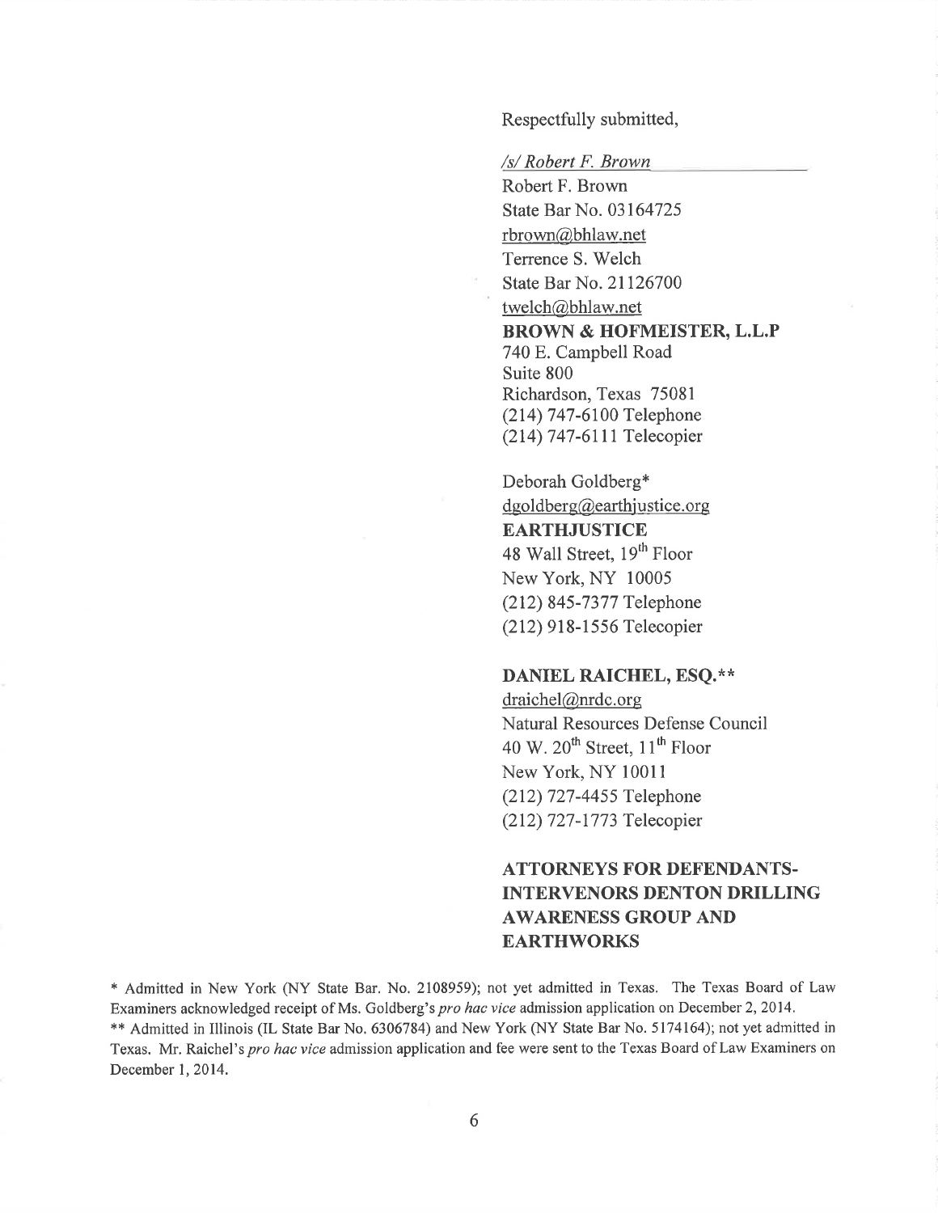Respectfully submitted,

*/s/ Robert F. Brown*

Robert F. Brown
State Bar No. 03164725
rbrown@bhlaw.net
Terrence S. Welch
State Bar No. 21126700
twelch@bhlaw.net
**BROWN & HOFMEISTER, L.L.P**
740 E. Campbell Road
Suite 800
Richardson, Texas 75081
(214) 747-6100 Telephone
(214) 747-6111 Telecopier

Deborah Goldberg*
dgoldberg@earthjustice.org
**EARTHJUSTICE**
48 Wall Street, 19th Floor
New York, NY 10005
(212) 845-7377 Telephone
(212) 918-1556 Telecopier

**DANIEL RAICHEL, ESQ.****
draichel@nrdc.org
Natural Resources Defense Council
40 W. 20th Street, 11th Floor
New York, NY 10011
(212) 727-4455 Telephone
(212) 727-1773 Telecopier

**ATTORNEYS FOR DEFENDANTS-INTERVENORS DENTON DRILLING AWARENESS GROUP AND EARTHWORKS**

\* Admitted in New York (NY State Bar. No. 2108959); not yet admitted in Texas. The Texas Board of Law Examiners acknowledged receipt of Ms. Goldberg's *pro hac vice* admission application on December 2, 2014.

\*\* Admitted in Illinois (IL State Bar No. 6306784) and New York (NY State Bar No. 5174164); not yet admitted in Texas. Mr. Raichel's *pro hac vice* admission application and fee were sent to the Texas Board of Law Examiners on December 1, 2014.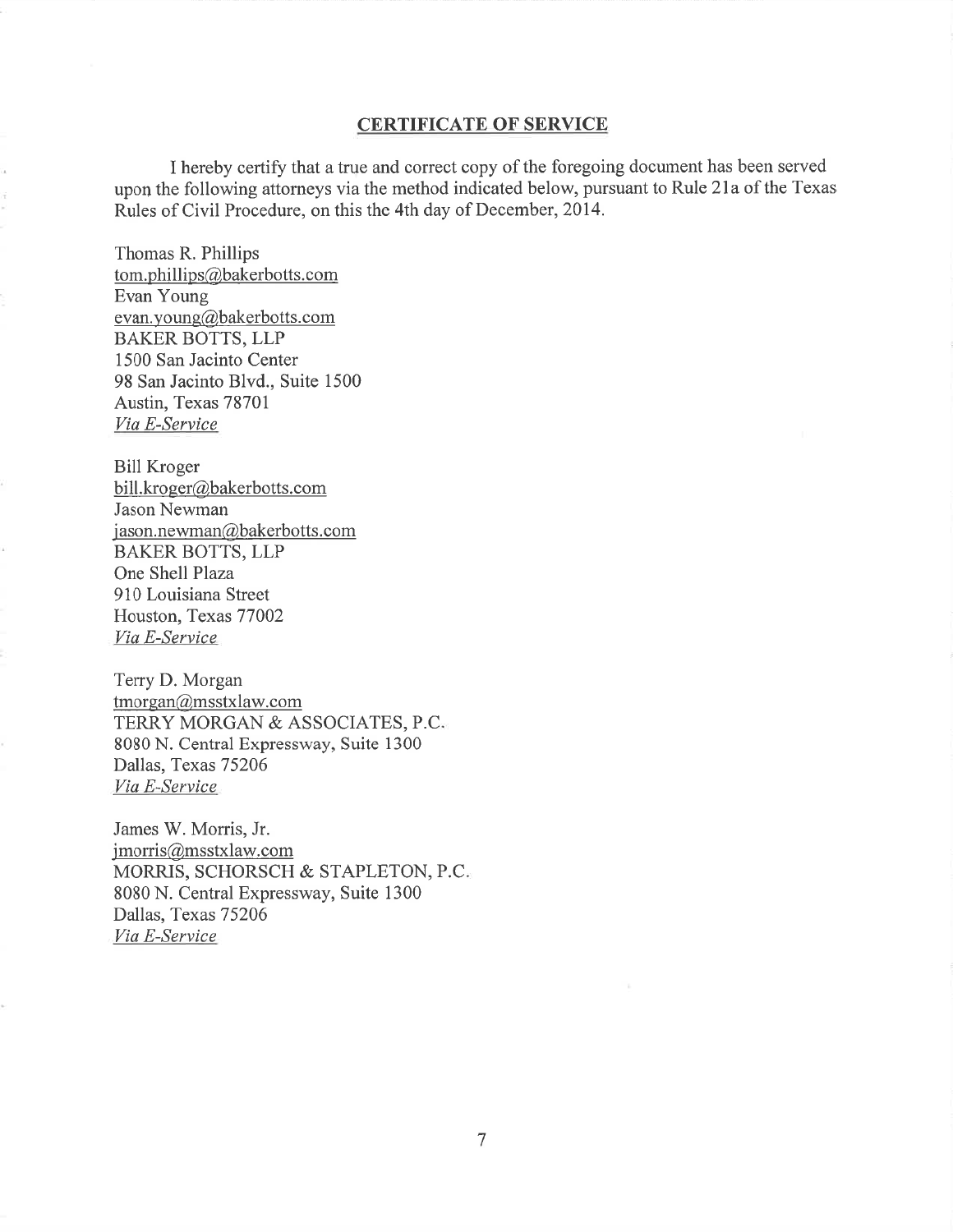## CERTIFICATE OF SERVICE

I hereby certify that a true and correct copy of the foregoing document has been served upon the following attorneys via the method indicated below, pursuant to Rule 21a of the Texas Rules of Civil Procedure, on this the 4th day of December, 2014.

Thomas R. Phillips
tom.phillips@bakerbotts.com
Evan Young
evan.young@bakerbotts.com
BAKER BOTTS, LLP
1500 San Jacinto Center
98 San Jacinto Blvd., Suite 1500
Austin, Texas 78701
*Via E-Service*

Bill Kroger
bill.kroger@bakerbotts.com
Jason Newman
jason.newman@bakerbotts.com
BAKER BOTTS, LLP
One Shell Plaza
910 Louisiana Street
Houston, Texas 77002
*Via E-Service*

Terry D. Morgan
tmorgan@msstxlaw.com
TERRY MORGAN & ASSOCIATES, P.C.
8080 N. Central Expressway, Suite 1300
Dallas, Texas 75206
*Via E-Service*

James W. Morris, Jr.
jmorris@msstxlaw.com
MORRIS, SCHORSCH & STAPLETON, P.C.
8080 N. Central Expressway, Suite 1300
Dallas, Texas 75206
*Via E-Service*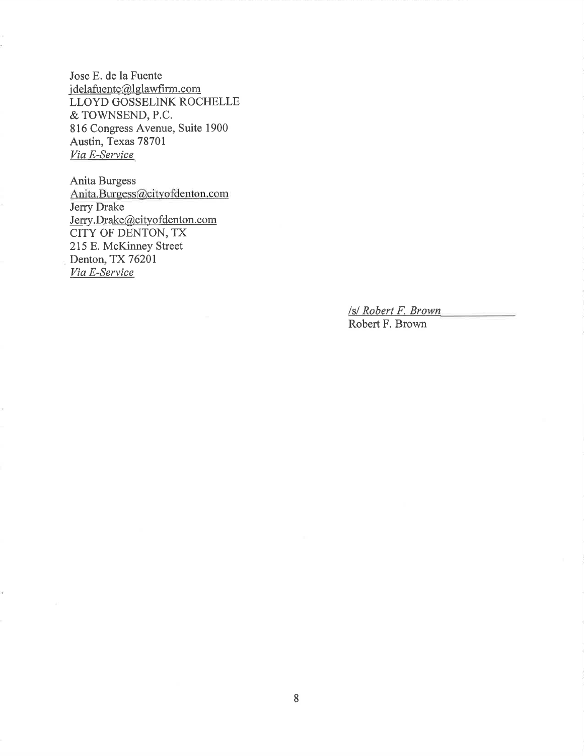Jose E. de la Fuente  
jdelafuente@lglawfirm.com  
LLOYD GOSSELINK ROCHELLE  
& TOWNSEND, P.C.  
816 Congress Avenue, Suite 1900  
Austin, Texas 78701  
*Via E-Service*

Anita Burgess  
Anita.Burgess@cityofdenton.com  
Jerry Drake  
Jerry.Drake@cityofdenton.com  
CITY OF DENTON, TX  
215 E. McKinney Street  
Denton, TX 76201  
*Via E-Service*

*/s/ Robert F. Brown*  
Robert F. Brown